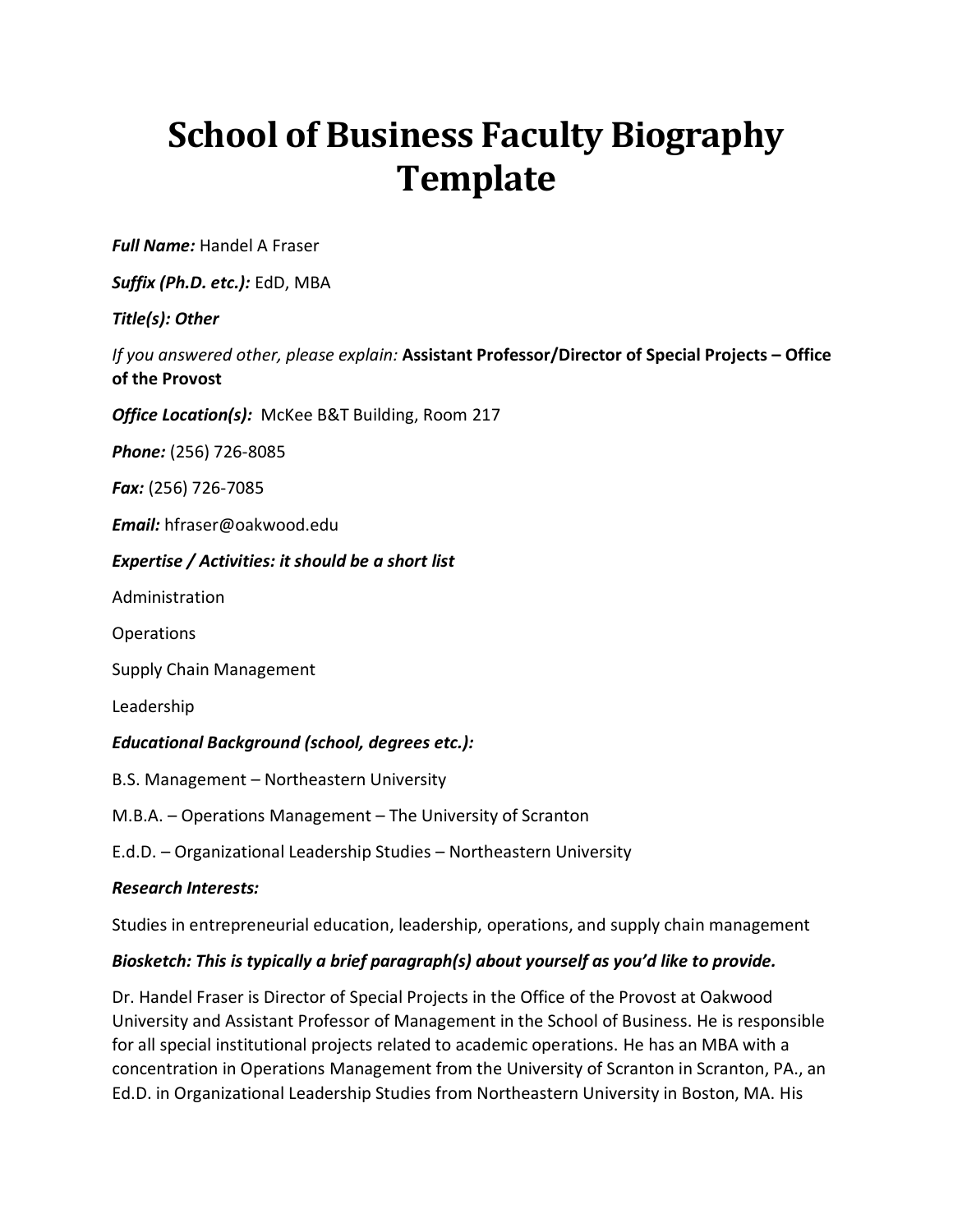# School of Business Faculty Biography Template

***Full Name:*** Handel A Fraser

***Suffix (Ph.D. etc.):*** EdD, MBA

***Title(s): Other***

*If you answered other, please explain:* **Assistant Professor/Director of Special Projects – Office of the Provost**

***Office Location(s):*** McKee B&T Building, Room 217

***Phone:*** (256) 726-8085

***Fax:*** (256) 726-7085

***Email:*** hfraser@oakwood.edu

***Expertise / Activities: it should be a short list***

Administration

Operations

Supply Chain Management

Leadership

***Educational Background (school, degrees etc.):***

B.S. Management – Northeastern University

M.B.A. – Operations Management – The University of Scranton

E.d.D. – Organizational Leadership Studies – Northeastern University

***Research Interests:***

Studies in entrepreneurial education, leadership, operations, and supply chain management

***Biosketch: This is typically a brief paragraph(s) about yourself as you'd like to provide.***

Dr. Handel Fraser is Director of Special Projects in the Office of the Provost at Oakwood University and Assistant Professor of Management in the School of Business. He is responsible for all special institutional projects related to academic operations. He has an MBA with a concentration in Operations Management from the University of Scranton in Scranton, PA., an Ed.D. in Organizational Leadership Studies from Northeastern University in Boston, MA. His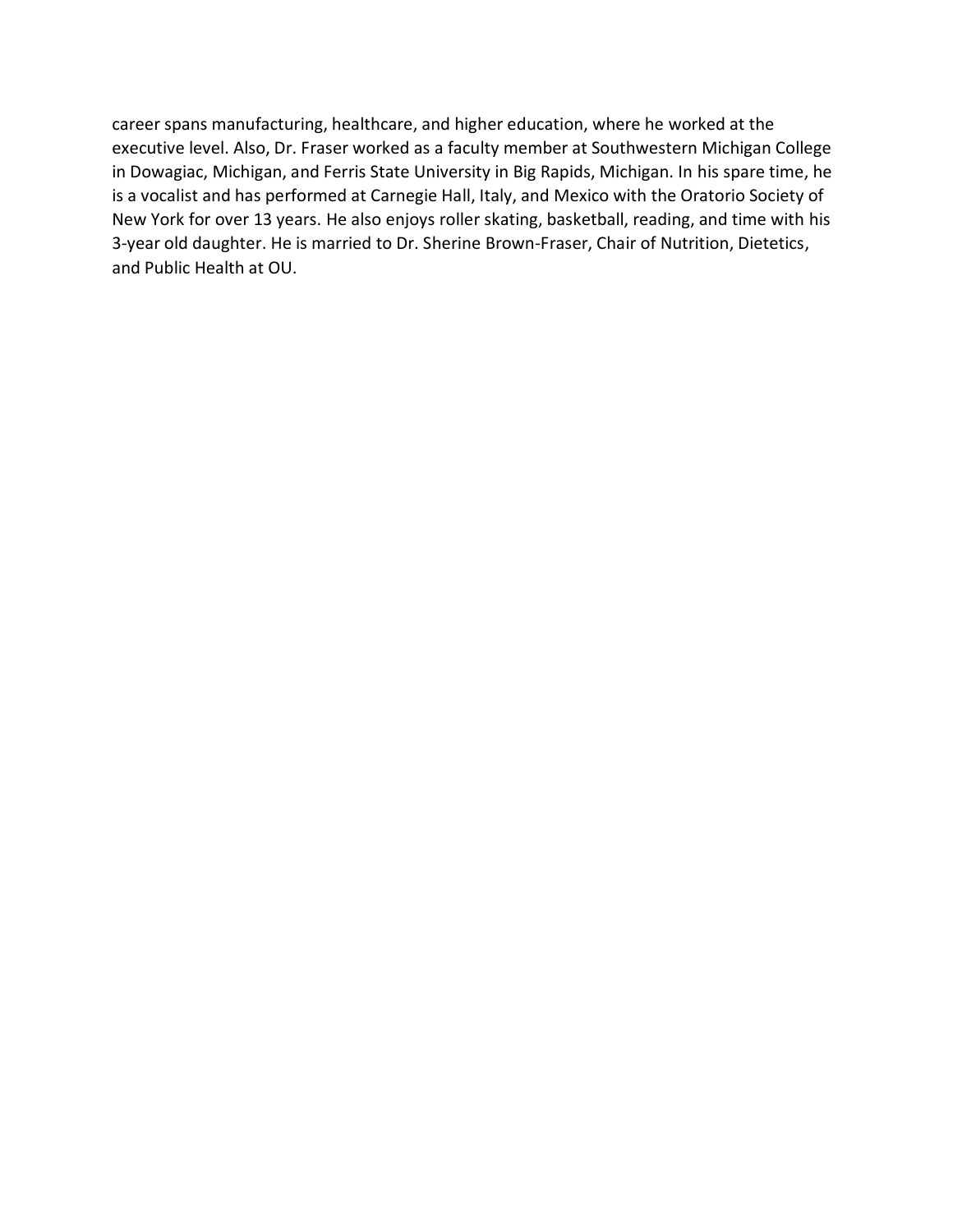career spans manufacturing, healthcare, and higher education, where he worked at the executive level. Also, Dr. Fraser worked as a faculty member at Southwestern Michigan College in Dowagiac, Michigan, and Ferris State University in Big Rapids, Michigan. In his spare time, he is a vocalist and has performed at Carnegie Hall, Italy, and Mexico with the Oratorio Society of New York for over 13 years. He also enjoys roller skating, basketball, reading, and time with his 3-year old daughter. He is married to Dr. Sherine Brown-Fraser, Chair of Nutrition, Dietetics, and Public Health at OU.